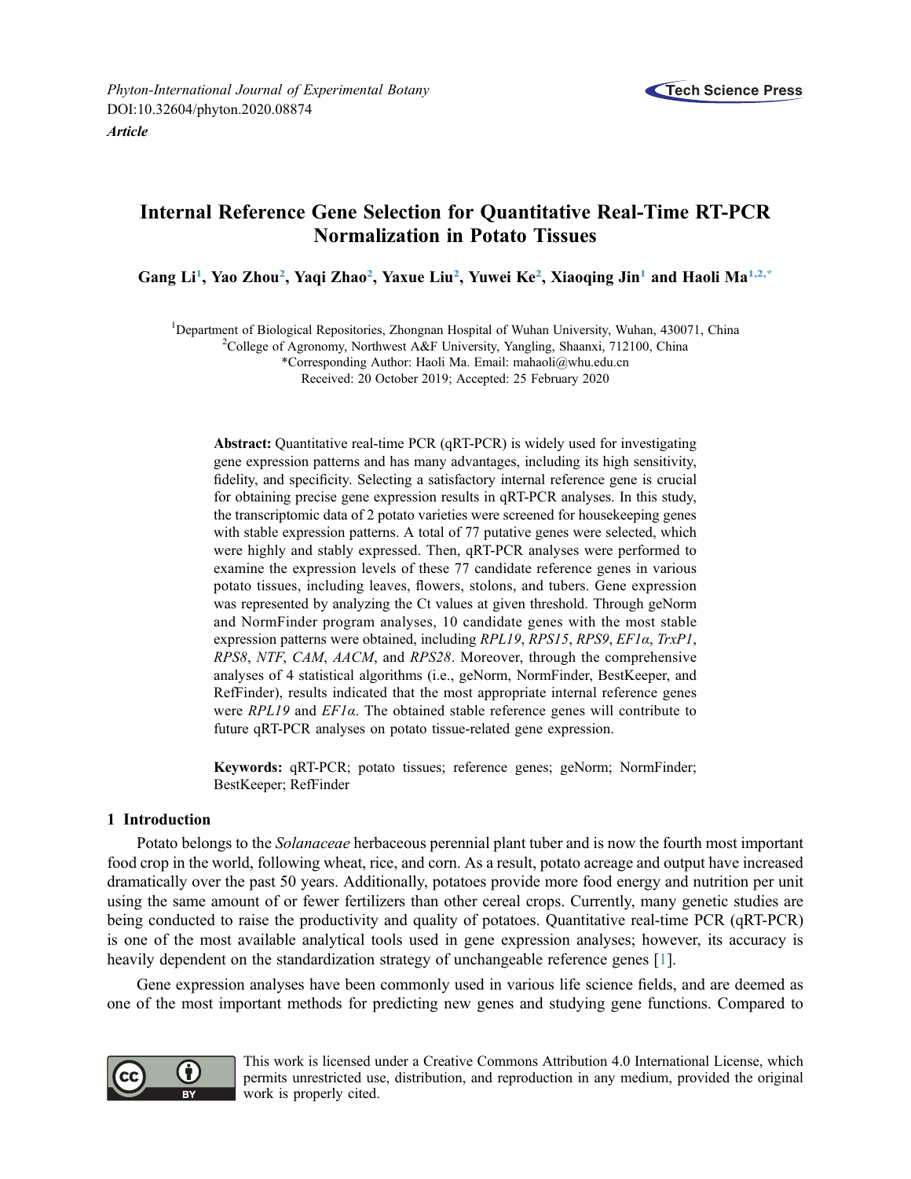Phyton-International Journal of Experimental Botany
DOI:10.32604/phyton.2020.08874

*Article*

# Internal Reference Gene Selection for Quantitative Real-Time RT-PCR Normalization in Potato Tissues

**Gang Li[1], Yao Zhou[2], Yaqi Zhao[2], Yaxue Liu[2], Yuwei Ke[2], Xiaoqing Jin[1] and Haoli Ma[1,2,*]**

[1]Department of Biological Repositories, Zhongnan Hospital of Wuhan University, Wuhan, 430071, China
[2]College of Agronomy, Northwest A&F University, Yangling, Shaanxi, 712100, China
*Corresponding Author: Haoli Ma. Email: mahaoli@whu.edu.cn
Received: 20 October 2019; Accepted: 25 February 2020

**Abstract:** Quantitative real-time PCR (qRT-PCR) is widely used for investigating gene expression patterns and has many advantages, including its high sensitivity, fidelity, and specificity. Selecting a satisfactory internal reference gene is crucial for obtaining precise gene expression results in qRT-PCR analyses. In this study, the transcriptomic data of 2 potato varieties were screened for housekeeping genes with stable expression patterns. A total of 77 putative genes were selected, which were highly and stably expressed. Then, qRT-PCR analyses were performed to examine the expression levels of these 77 candidate reference genes in various potato tissues, including leaves, flowers, stolons, and tubers. Gene expression was represented by analyzing the Ct values at given threshold. Through geNorm and NormFinder program analyses, 10 candidate genes with the most stable expression patterns were obtained, including *RPL19*, *RPS15*, *RPS9*, *EF1α*, *TrxP1*, *RPS8*, *NTF*, *CAM*, *AACM*, and *RPS28*. Moreover, through the comprehensive analyses of 4 statistical algorithms (i.e., geNorm, NormFinder, BestKeeper, and RefFinder), results indicated that the most appropriate internal reference genes were *RPL19* and *EF1α*. The obtained stable reference genes will contribute to future qRT-PCR analyses on potato tissue-related gene expression.

**Keywords:** qRT-PCR; potato tissues; reference genes; geNorm; NormFinder; BestKeeper; RefFinder

## 1 Introduction

Potato belongs to the *Solanaceae* herbaceous perennial plant tuber and is now the fourth most important food crop in the world, following wheat, rice, and corn. As a result, potato acreage and output have increased dramatically over the past 50 years. Additionally, potatoes provide more food energy and nutrition per unit using the same amount of or fewer fertilizers than other cereal crops. Currently, many genetic studies are being conducted to raise the productivity and quality of potatoes. Quantitative real-time PCR (qRT-PCR) is one of the most available analytical tools used in gene expression analyses; however, its accuracy is heavily dependent on the standardization strategy of unchangeable reference genes [1].

Gene expression analyses have been commonly used in various life science fields, and are deemed as one of the most important methods for predicting new genes and studying gene functions. Compared to

This work is licensed under a Creative Commons Attribution 4.0 International License, which permits unrestricted use, distribution, and reproduction in any medium, provided the original work is properly cited.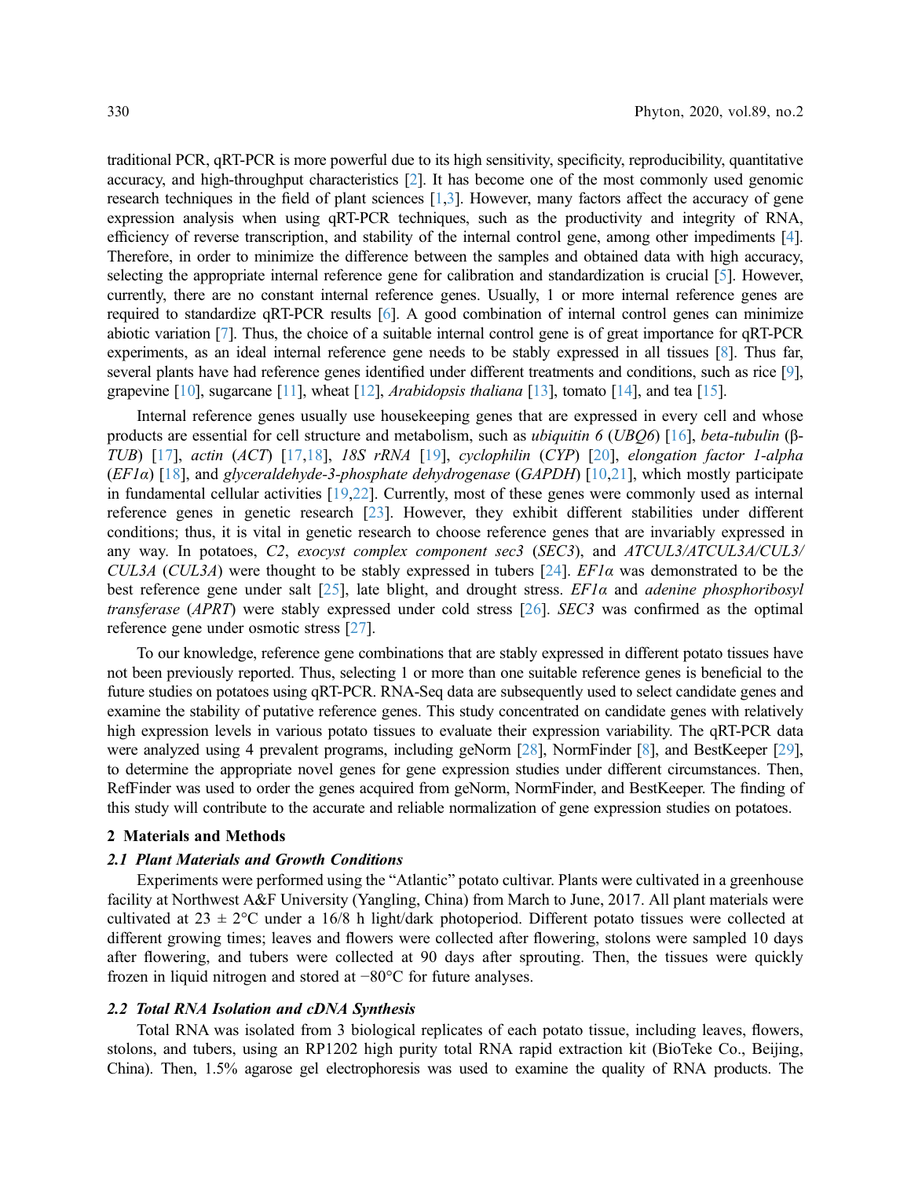traditional PCR, qRT-PCR is more powerful due to its high sensitivity, specificity, reproducibility, quantitative accuracy, and high-throughput characteristics [2]. It has become one of the most commonly used genomic research techniques in the field of plant sciences [1,3]. However, many factors affect the accuracy of gene expression analysis when using qRT-PCR techniques, such as the productivity and integrity of RNA, efficiency of reverse transcription, and stability of the internal control gene, among other impediments [4]. Therefore, in order to minimize the difference between the samples and obtained data with high accuracy, selecting the appropriate internal reference gene for calibration and standardization is crucial [5]. However, currently, there are no constant internal reference genes. Usually, 1 or more internal reference genes are required to standardize qRT-PCR results [6]. A good combination of internal control genes can minimize abiotic variation [7]. Thus, the choice of a suitable internal control gene is of great importance for qRT-PCR experiments, as an ideal internal reference gene needs to be stably expressed in all tissues [8]. Thus far, several plants have had reference genes identified under different treatments and conditions, such as rice [9], grapevine [10], sugarcane [11], wheat [12], *Arabidopsis thaliana* [13], tomato [14], and tea [15].

Internal reference genes usually use housekeeping genes that are expressed in every cell and whose products are essential for cell structure and metabolism, such as *ubiquitin 6* (*UBQ6*) [16], *beta-tubulin* (*β-TUB*) [17], *actin* (*ACT*) [17,18], *18S rRNA* [19], *cyclophilin* (*CYP*) [20], *elongation factor 1-alpha* (*EF1α*) [18], and *glyceraldehyde-3-phosphate dehydrogenase* (*GAPDH*) [10,21], which mostly participate in fundamental cellular activities [19,22]. Currently, most of these genes were commonly used as internal reference genes in genetic research [23]. However, they exhibit different stabilities under different conditions; thus, it is vital in genetic research to choose reference genes that are invariably expressed in any way. In potatoes, *C2*, *exocyst complex component sec3* (*SEC3*), and *ATCUL3/ATCUL3A/CUL3/CUL3A* (*CUL3A*) were thought to be stably expressed in tubers [24]. *EF1α* was demonstrated to be the best reference gene under salt [25], late blight, and drought stress. *EF1α* and *adenine phosphoribosyl transferase* (*APRT*) were stably expressed under cold stress [26]. *SEC3* was confirmed as the optimal reference gene under osmotic stress [27].

To our knowledge, reference gene combinations that are stably expressed in different potato tissues have not been previously reported. Thus, selecting 1 or more than one suitable reference genes is beneficial to the future studies on potatoes using qRT-PCR. RNA-Seq data are subsequently used to select candidate genes and examine the stability of putative reference genes. This study concentrated on candidate genes with relatively high expression levels in various potato tissues to evaluate their expression variability. The qRT-PCR data were analyzed using 4 prevalent programs, including geNorm [28], NormFinder [8], and BestKeeper [29], to determine the appropriate novel genes for gene expression studies under different circumstances. Then, RefFinder was used to order the genes acquired from geNorm, NormFinder, and BestKeeper. The finding of this study will contribute to the accurate and reliable normalization of gene expression studies on potatoes.

## 2 Materials and Methods

### 2.1 Plant Materials and Growth Conditions

Experiments were performed using the "Atlantic" potato cultivar. Plants were cultivated in a greenhouse facility at Northwest A&F University (Yangling, China) from March to June, 2017. All plant materials were cultivated at 23 ± 2°C under a 16/8 h light/dark photoperiod. Different potato tissues were collected at different growing times; leaves and flowers were collected after flowering, stolons were sampled 10 days after flowering, and tubers were collected at 90 days after sprouting. Then, the tissues were quickly frozen in liquid nitrogen and stored at −80°C for future analyses.

### 2.2 Total RNA Isolation and cDNA Synthesis

Total RNA was isolated from 3 biological replicates of each potato tissue, including leaves, flowers, stolons, and tubers, using an RP1202 high purity total RNA rapid extraction kit (BioTeke Co., Beijing, China). Then, 1.5% agarose gel electrophoresis was used to examine the quality of RNA products. The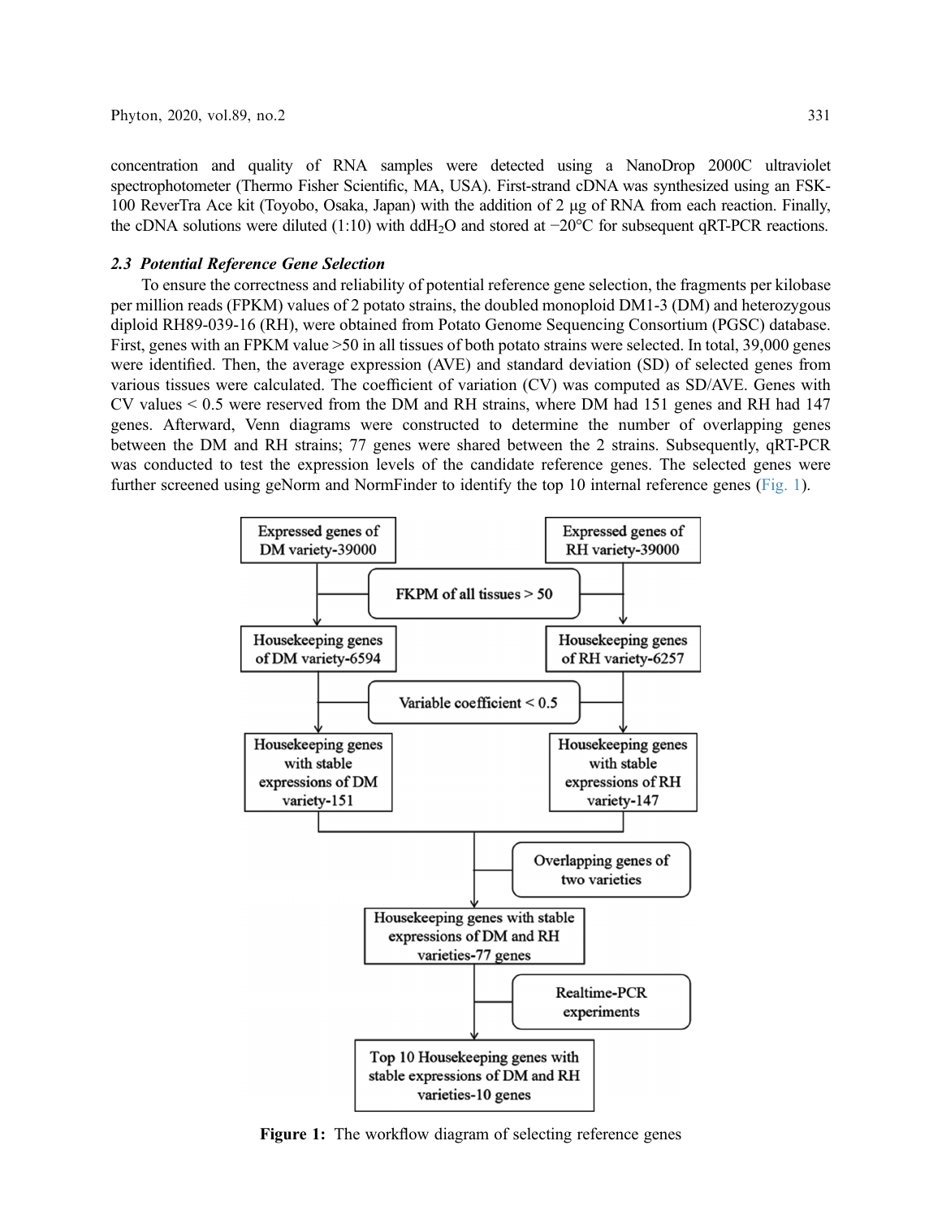concentration and quality of RNA samples were detected using a NanoDrop 2000C ultraviolet spectrophotometer (Thermo Fisher Scientific, MA, USA). First-strand cDNA was synthesized using an FSK-100 ReverTra Ace kit (Toyobo, Osaka, Japan) with the addition of 2 μg of RNA from each reaction. Finally, the cDNA solutions were diluted (1:10) with $ddH_2O$ and stored at −20°C for subsequent qRT-PCR reactions.

### *2.3 Potential Reference Gene Selection*

To ensure the correctness and reliability of potential reference gene selection, the fragments per kilobase per million reads (FPKM) values of 2 potato strains, the doubled monoploid DM1-3 (DM) and heterozygous diploid RH89-039-16 (RH), were obtained from Potato Genome Sequencing Consortium (PGSC) database. First, genes with an FPKM value >50 in all tissues of both potato strains were selected. In total, 39,000 genes were identified. Then, the average expression (AVE) and standard deviation (SD) of selected genes from various tissues were calculated. The coefficient of variation (CV) was computed as SD/AVE. Genes with CV values < 0.5 were reserved from the DM and RH strains, where DM had 151 genes and RH had 147 genes. Afterward, Venn diagrams were constructed to determine the number of overlapping genes between the DM and RH strains; 77 genes were shared between the 2 strains. Subsequently, qRT-PCR was conducted to test the expression levels of the candidate reference genes. The selected genes were further screened using geNorm and NormFinder to identify the top 10 internal reference genes (Fig. 1).

Expressed genes of DM variety-39000

Expressed genes of RH variety-39000

FKPM of all tissues > 50

Housekeeping genes of DM variety-6594

Housekeeping genes of RH variety-6257

Variable coefficient < 0.5

Housekeeping genes with stable expressions of DM variety-151

Housekeeping genes with stable expressions of RH variety-147

Overlapping genes of two varieties

Housekeeping genes with stable expressions of DM and RH varieties-77 genes

Realtime-PCR experiments

Top 10 Housekeeping genes with stable expressions of DM and RH varieties-10 genes

**Figure 1:** The workflow diagram of selecting reference genes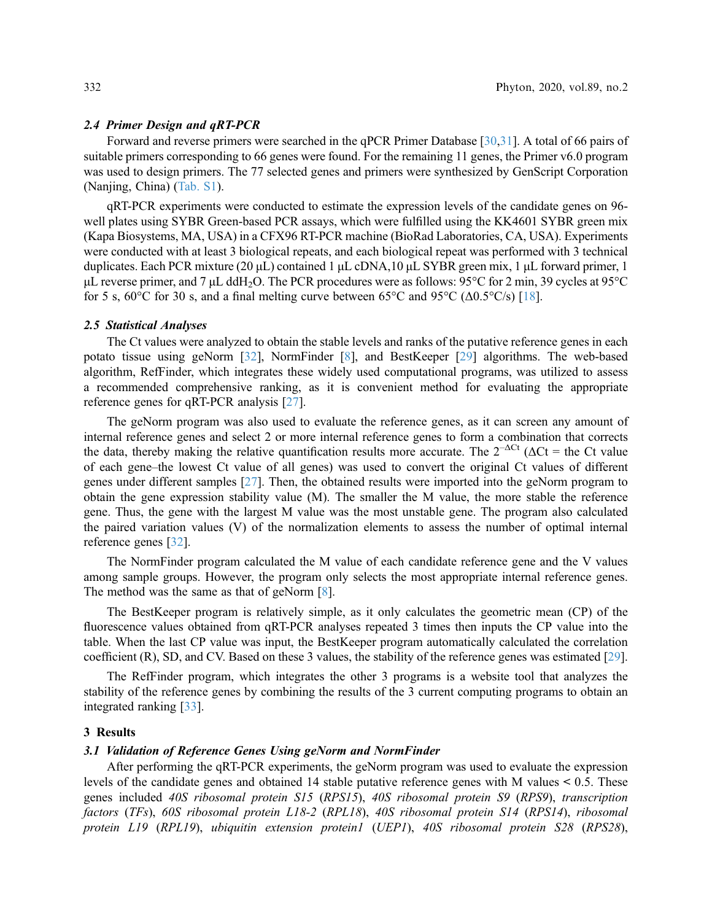### 2.4 Primer Design and qRT-PCR

Forward and reverse primers were searched in the qPCR Primer Database [30,31]. A total of 66 pairs of suitable primers corresponding to 66 genes were found. For the remaining 11 genes, the Primer v6.0 program was used to design primers. The 77 selected genes and primers were synthesized by GenScript Corporation (Nanjing, China) (Tab. S1).

qRT-PCR experiments were conducted to estimate the expression levels of the candidate genes on 96-well plates using SYBR Green-based PCR assays, which were fulfilled using the KK4601 SYBR green mix (Kapa Biosystems, MA, USA) in a CFX96 RT-PCR machine (BioRad Laboratories, CA, USA). Experiments were conducted with at least 3 biological repeats, and each biological repeat was performed with 3 technical duplicates. Each PCR mixture (20 μL) contained 1 μL cDNA,10 μL SYBR green mix, 1 μL forward primer, 1 μL reverse primer, and 7 μL $ddH_2O$. The PCR procedures were as follows: 95°C for 2 min, 39 cycles at 95°C for 5 s, 60°C for 30 s, and a final melting curve between 65°C and 95°C (Δ0.5°C/s) [18].

### 2.5 Statistical Analyses

The Ct values were analyzed to obtain the stable levels and ranks of the putative reference genes in each potato tissue using geNorm [32], NormFinder [8], and BestKeeper [29] algorithms. The web-based algorithm, RefFinder, which integrates these widely used computational programs, was utilized to assess a recommended comprehensive ranking, as it is convenient method for evaluating the appropriate reference genes for qRT-PCR analysis [27].

The geNorm program was also used to evaluate the reference genes, as it can screen any amount of internal reference genes and select 2 or more internal reference genes to form a combination that corrects the data, thereby making the relative quantification results more accurate. The $2^{-\Delta Ct}$ (ΔCt = the Ct value of each gene–the lowest Ct value of all genes) was used to convert the original Ct values of different genes under different samples [27]. Then, the obtained results were imported into the geNorm program to obtain the gene expression stability value (M). The smaller the M value, the more stable the reference gene. Thus, the gene with the largest M value was the most unstable gene. The program also calculated the paired variation values (V) of the normalization elements to assess the number of optimal internal reference genes [32].

The NormFinder program calculated the M value of each candidate reference gene and the V values among sample groups. However, the program only selects the most appropriate internal reference genes. The method was the same as that of geNorm [8].

The BestKeeper program is relatively simple, as it only calculates the geometric mean (CP) of the fluorescence values obtained from qRT-PCR analyses repeated 3 times then inputs the CP value into the table. When the last CP value was input, the BestKeeper program automatically calculated the correlation coefficient (R), SD, and CV. Based on these 3 values, the stability of the reference genes was estimated [29].

The RefFinder program, which integrates the other 3 programs is a website tool that analyzes the stability of the reference genes by combining the results of the 3 current computing programs to obtain an integrated ranking [33].

## 3 Results

### 3.1 Validation of Reference Genes Using geNorm and NormFinder

After performing the qRT-PCR experiments, the geNorm program was used to evaluate the expression levels of the candidate genes and obtained 14 stable putative reference genes with M values < 0.5. These genes included *40S ribosomal protein S15* (*RPS15*), *40S ribosomal protein S9* (*RPS9*), *transcription factors* (*TFs*), *60S ribosomal protein L18-2* (*RPL18*), *40S ribosomal protein S14* (*RPS14*), *ribosomal protein L19* (*RPL19*), *ubiquitin extension protein1* (*UEP1*), *40S ribosomal protein S28* (*RPS28*),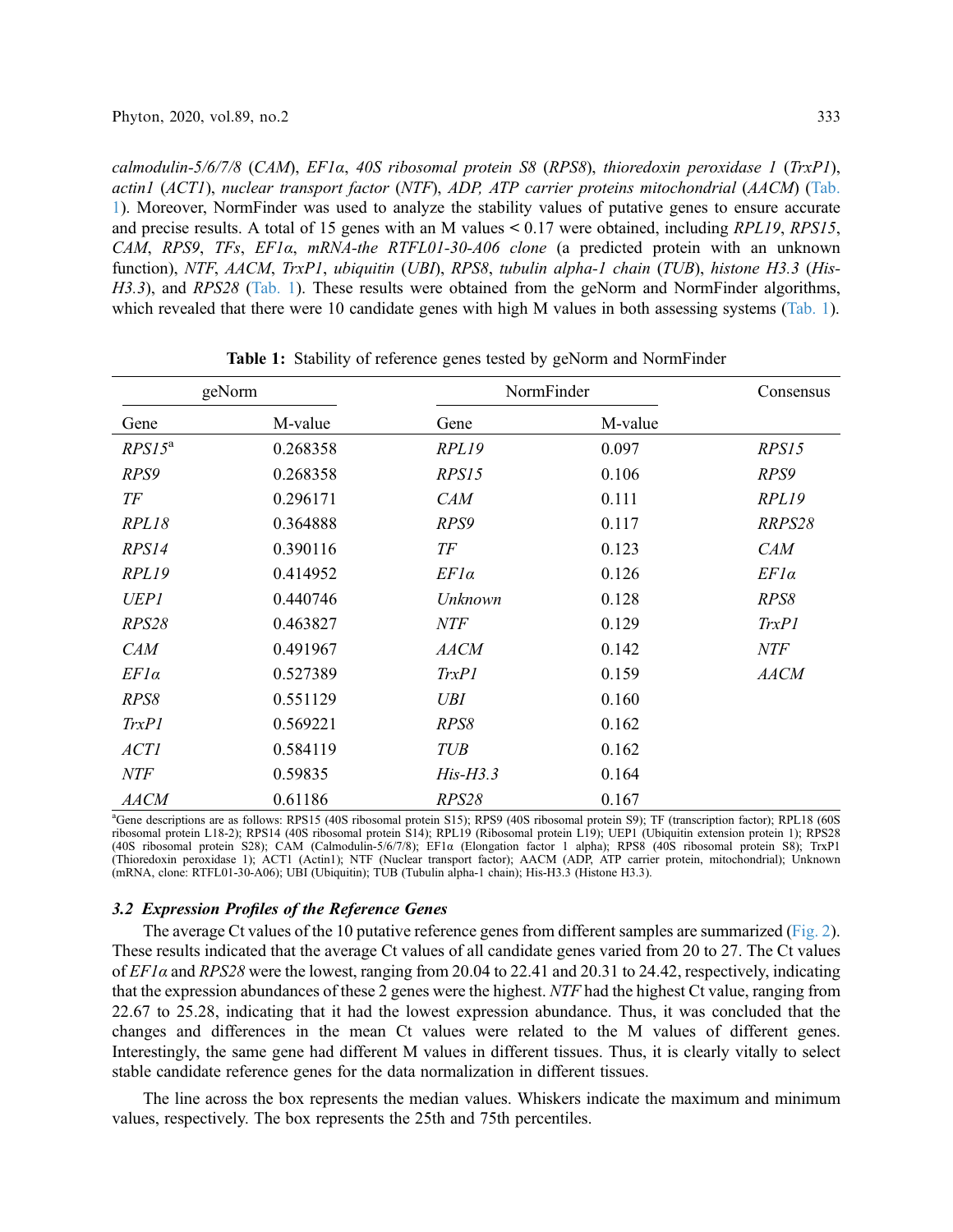*calmodulin-5/6/7/8* (*CAM*), *EF1α*, *40S ribosomal protein S8* (*RPS8*), *thioredoxin peroxidase 1* (*TrxP1*), *actin1* (*ACT1*), *nuclear transport factor* (*NTF*), *ADP, ATP carrier proteins mitochondrial* (*AACM*) (Tab. 1). Moreover, NormFinder was used to analyze the stability values of putative genes to ensure accurate and precise results. A total of 15 genes with an M values < 0.17 were obtained, including *RPL19*, *RPS15*, *CAM*, *RPS9*, *TFs*, *EF1α*, *mRNA-the RTFL01-30-A06 clone* (a predicted protein with an unknown function), *NTF*, *AACM*, *TrxP1*, *ubiquitin* (*UBI*), *RPS8*, *tubulin alpha-1 chain* (*TUB*), *histone H3.3* (*His-H3.3*), and *RPS28* (Tab. 1). These results were obtained from the geNorm and NormFinder algorithms, which revealed that there were 10 candidate genes with high M values in both assessing systems (Tab. 1).

**Table 1:** Stability of reference genes tested by geNorm and NormFinder

| geNorm | | NormFinder | | Consensus |
|---|---|---|---|---|
| Gene | M-value | Gene | M-value | |
| *RPS15*[a] | 0.268358 | *RPL19* | 0.097 | *RPS15* |
| *RPS9* | 0.268358 | *RPS15* | 0.106 | *RPS9* |
| *TF* | 0.296171 | *CAM* | 0.111 | *RPL19* |
| *RPL18* | 0.364888 | *RPS9* | 0.117 | *RRPS28* |
| *RPS14* | 0.390116 | *TF* | 0.123 | *CAM* |
| *RPL19* | 0.414952 | *EF1α* | 0.126 | *EF1α* |
| *UEP1* | 0.440746 | *Unknown* | 0.128 | *RPS8* |
| *RPS28* | 0.463827 | *NTF* | 0.129 | *TrxP1* |
| *CAM* | 0.491967 | *AACM* | 0.142 | *NTF* |
| *EF1α* | 0.527389 | *TrxP1* | 0.159 | *AACM* |
| *RPS8* | 0.551129 | *UBI* | 0.160 | |
| *TrxP1* | 0.569221 | *RPS8* | 0.162 | |
| *ACT1* | 0.584119 | *TUB* | 0.162 | |
| *NTF* | 0.59835 | *His-H3.3* | 0.164 | |
| *AACM* | 0.61186 | *RPS28* | 0.167 | |

[a]Gene descriptions are as follows: RPS15 (40S ribosomal protein S15); RPS9 (40S ribosomal protein S9); TF (transcription factor); RPL18 (60S ribosomal protein L18-2); RPS14 (40S ribosomal protein S14); RPL19 (Ribosomal protein L19); UEP1 (Ubiquitin extension protein 1); RPS28 (40S ribosomal protein S28); CAM (Calmodulin-5/6/7/8); EF1α (Elongation factor 1 alpha); RPS8 (40S ribosomal protein S8); TrxP1 (Thioredoxin peroxidase 1); ACT1 (Actin1); NTF (Nuclear transport factor); AACM (ADP, ATP carrier protein, mitochondrial); Unknown (mRNA, clone: RTFL01-30-A06); UBI (Ubiquitin); TUB (Tubulin alpha-1 chain); His-H3.3 (Histone H3.3).

### 3.2 Expression Profiles of the Reference Genes

The average Ct values of the 10 putative reference genes from different samples are summarized (Fig. 2). These results indicated that the average Ct values of all candidate genes varied from 20 to 27. The Ct values of *EF1α* and *RPS28* were the lowest, ranging from 20.04 to 22.41 and 20.31 to 24.42, respectively, indicating that the expression abundances of these 2 genes were the highest. *NTF* had the highest Ct value, ranging from 22.67 to 25.28, indicating that it had the lowest expression abundance. Thus, it was concluded that the changes and differences in the mean Ct values were related to the M values of different genes. Interestingly, the same gene had different M values in different tissues. Thus, it is clearly vitally to select stable candidate reference genes for the data normalization in different tissues.

The line across the box represents the median values. Whiskers indicate the maximum and minimum values, respectively. The box represents the 25th and 75th percentiles.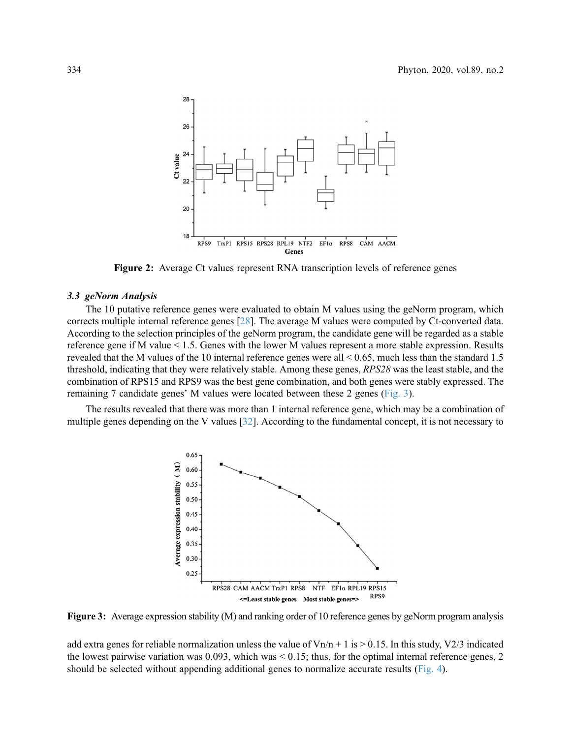28
26
24
22
20
18

Ct value

RPS9 TrxP1 RPS15 RPS28 RPL19 NTF2 EF1α RPS8 CAM AACM

Genes

**Figure 2:** Average Ct values represent RNA transcription levels of reference genes

### 3.3 *geNorm Analysis*

The 10 putative reference genes were evaluated to obtain M values using the geNorm program, which corrects multiple internal reference genes [28]. The average M values were computed by Ct-converted data. According to the selection principles of the geNorm program, the candidate gene will be regarded as a stable reference gene if M value < 1.5. Genes with the lower M values represent a more stable expression. Results revealed that the M values of the 10 internal reference genes were all < 0.65, much less than the standard 1.5 threshold, indicating that they were relatively stable. Among these genes, *RPS28* was the least stable, and the combination of RPS15 and RPS9 was the best gene combination, and both genes were stably expressed. The remaining 7 candidate genes' M values were located between these 2 genes (Fig. 3).

The results revealed that there was more than 1 internal reference gene, which may be a combination of multiple genes depending on the V values [32]. According to the fundamental concept, it is not necessary to add extra genes for reliable normalization unless the value of Vn/n + 1 is > 0.15. In this study, V2/3 indicated the lowest pairwise variation was 0.093, which was < 0.15; thus, for the optimal internal reference genes, 2 should be selected without appending additional genes to normalize accurate results (Fig. 4).

0.65
0.60
0.55
0.50
0.45
0.40
0.35
0.30
0.25

Average expression stability（M）

RPS28 CAM AACM TrxP1 RPS8 NTF EF1α RPL19 RPS15 RPS9

<=Least stable genes Most stable genes=>

**Figure 3:** Average expression stability (M) and ranking order of 10 reference genes by geNorm program analysis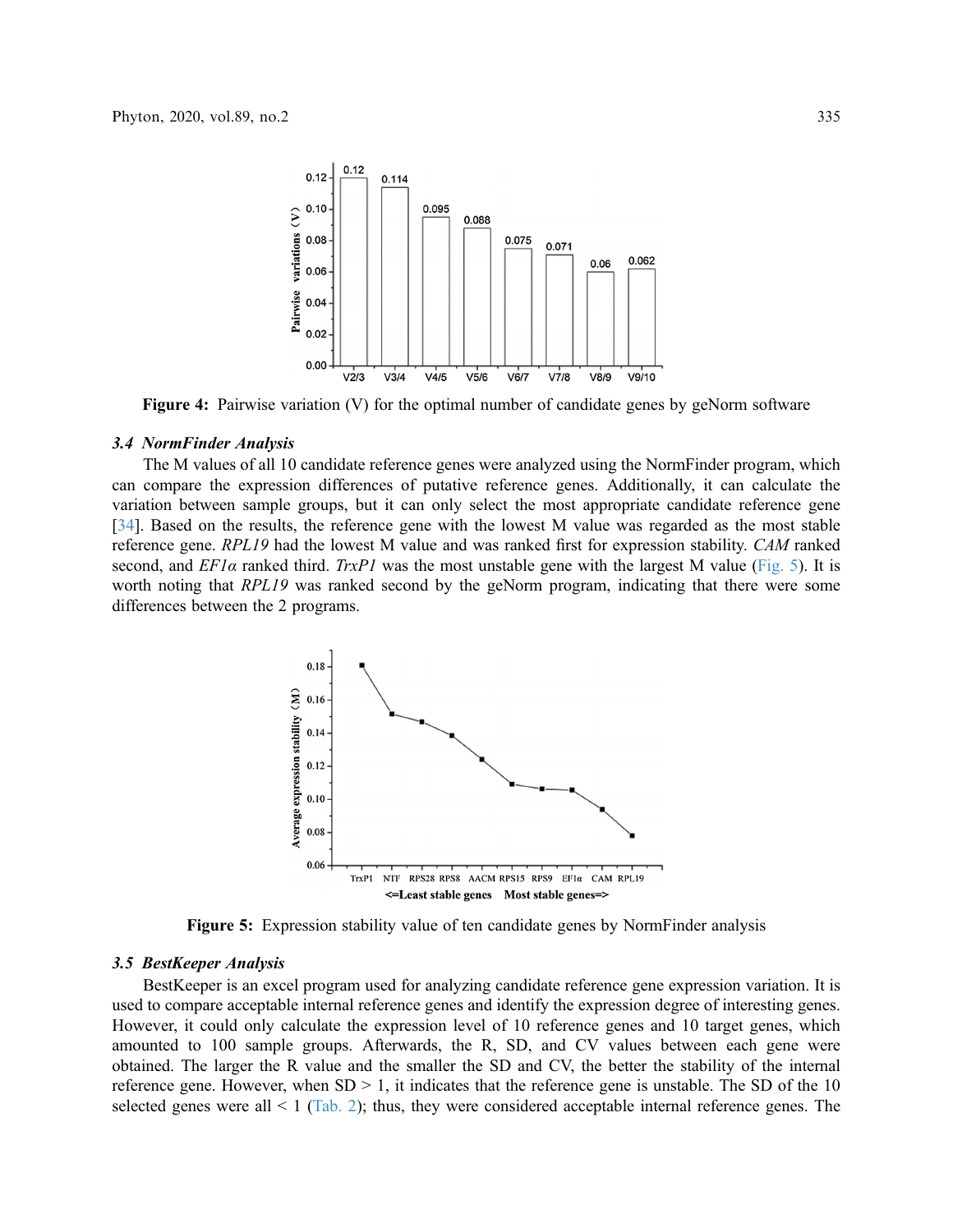0.12
0.114
0.095
0.088
0.075
0.071
0.06
0.062

Pairwise variations (V)

0.00 0.02 0.04 0.06 0.08 0.10 0.12

V2/3 V3/4 V4/5 V5/6 V6/7 V7/8 V8/9 V9/10

**Figure 4:** Pairwise variation (V) for the optimal number of candidate genes by geNorm software

### *3.4 NormFinder Analysis*

The M values of all 10 candidate reference genes were analyzed using the NormFinder program, which can compare the expression differences of putative reference genes. Additionally, it can calculate the variation between sample groups, but it can only select the most appropriate candidate reference gene [34]. Based on the results, the reference gene with the lowest M value was regarded as the most stable reference gene. *RPL19* had the lowest M value and was ranked first for expression stability. *CAM* ranked second, and *EF1α* ranked third. *TrxP1* was the most unstable gene with the largest M value (Fig. 5). It is worth noting that *RPL19* was ranked second by the geNorm program, indicating that there were some differences between the 2 programs.

Average expression stability (M)

0.06 0.08 0.10 0.12 0.14 0.16 0.18

TrxP1 NTF RPS28 RPS8 AACM RPS15 RPS9 EF1α CAM RPL19

<=Least stable genes Most stable genes=>

**Figure 5:** Expression stability value of ten candidate genes by NormFinder analysis

### *3.5 BestKeeper Analysis*

BestKeeper is an excel program used for analyzing candidate reference gene expression variation. It is used to compare acceptable internal reference genes and identify the expression degree of interesting genes. However, it could only calculate the expression level of 10 reference genes and 10 target genes, which amounted to 100 sample groups. Afterwards, the R, SD, and CV values between each gene were obtained. The larger the R value and the smaller the SD and CV, the better the stability of the internal reference gene. However, when SD > 1, it indicates that the reference gene is unstable. The SD of the 10 selected genes were all < 1 (Tab. 2); thus, they were considered acceptable internal reference genes. The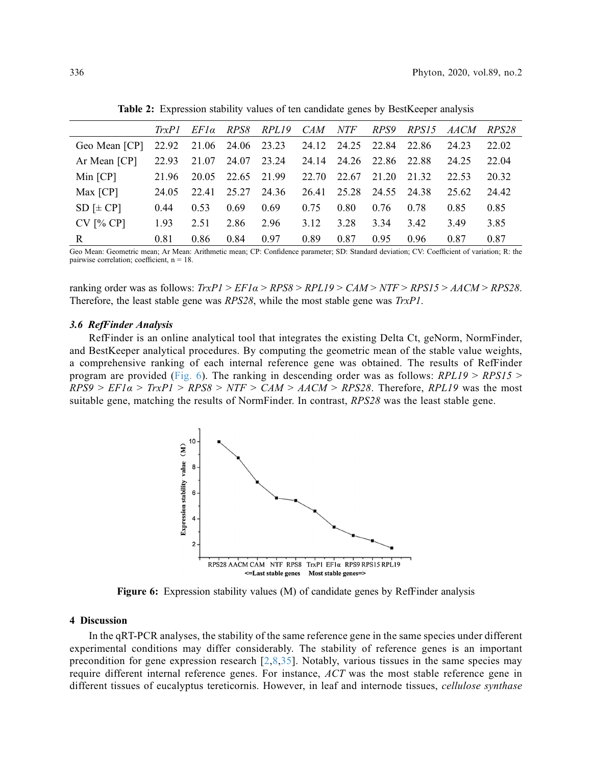**Table 2:** Expression stability values of ten candidate genes by BestKeeper analysis

| | *TrxP1* | *EF1α* | *RPS8* | *RPL19* | *CAM* | *NTF* | *RPS9* | *RPS15* | *AACM* | *RPS28* |
|---|---|---|---|---|---|---|---|---|---|---|
| Geo Mean [CP] | 22.92 | 21.06 | 24.06 | 23.23 | 24.12 | 24.25 | 22.84 | 22.86 | 24.23 | 22.02 |
| Ar Mean [CP] | 22.93 | 21.07 | 24.07 | 23.24 | 24.14 | 24.26 | 22.86 | 22.88 | 24.25 | 22.04 |
| Min [CP] | 21.96 | 20.05 | 22.65 | 21.99 | 22.70 | 22.67 | 21.20 | 21.32 | 22.53 | 20.32 |
| Max [CP] | 24.05 | 22.41 | 25.27 | 24.36 | 26.41 | 25.28 | 24.55 | 24.38 | 25.62 | 24.42 |
| SD [± CP] | 0.44 | 0.53 | 0.69 | 0.69 | 0.75 | 0.80 | 0.76 | 0.78 | 0.85 | 0.85 |
| CV [% CP] | 1.93 | 2.51 | 2.86 | 2.96 | 3.12 | 3.28 | 3.34 | 3.42 | 3.49 | 3.85 |
| R | 0.81 | 0.86 | 0.84 | 0.97 | 0.89 | 0.87 | 0.95 | 0.96 | 0.87 | 0.87 |

Geo Mean: Geometric mean; Ar Mean: Arithmetic mean; CP: Confidence parameter; SD: Standard deviation; CV: Coefficient of variation; R: the pairwise correlation; coefficient, n = 18.

ranking order was as follows: *TrxP1* > *EF1α* > *RPS8* > *RPL19* > *CAM* > *NTF* > *RPS15* > *AACM* > *RPS28*. Therefore, the least stable gene was *RPS28*, while the most stable gene was *TrxP1*.

### *3.6 RefFinder Analysis*

RefFinder is an online analytical tool that integrates the existing Delta Ct, geNorm, NormFinder, and BestKeeper analytical procedures. By computing the geometric mean of the stable value weights, a comprehensive ranking of each internal reference gene was obtained. The results of RefFinder program are provided (Fig. 6). The ranking in descending order was as follows: *RPL19* > *RPS15* > *RPS9* > *EF1α* > *TrxP1* > *RPS8* > *NTF* > *CAM* > *AACM* > *RPS28*. Therefore, *RPL19* was the most suitable gene, matching the results of NormFinder. In contrast, *RPS28* was the least stable gene.

Expression stability value (M)
10
8
6
4
2
RPS28 AACM CAM NTF RPS8 TrxP1 EF1α RPS9 RPS15 RPL19
<=Last stable genes Most stable genes=>

**Figure 6:** Expression stability values (M) of candidate genes by RefFinder analysis

## 4 Discussion

In the qRT-PCR analyses, the stability of the same reference gene in the same species under different experimental conditions may differ considerably. The stability of reference genes is an important precondition for gene expression research [2,8,35]. Notably, various tissues in the same species may require different internal reference genes. For instance, *ACT* was the most stable reference gene in different tissues of eucalyptus tereticornis. However, in leaf and internode tissues, *cellulose synthase*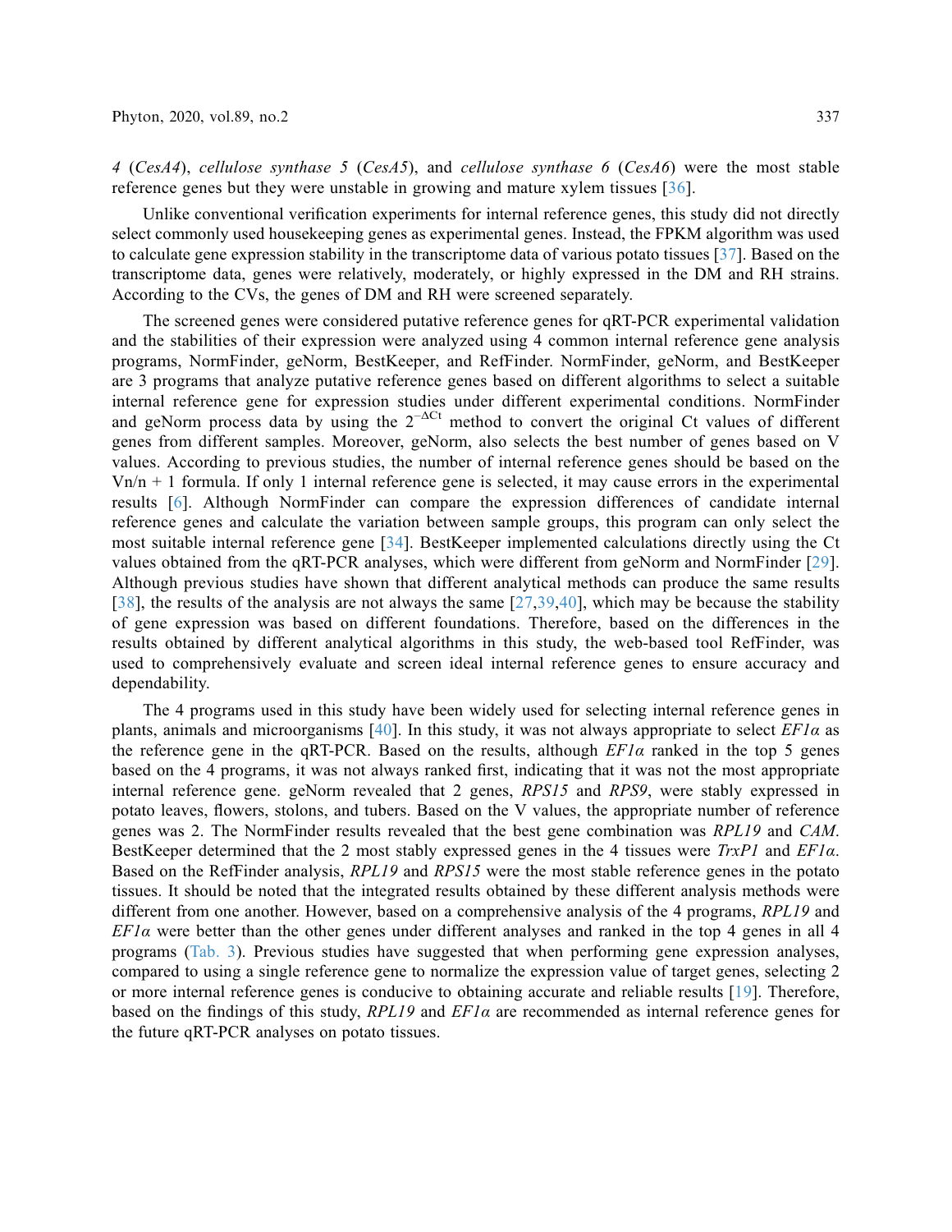*4* (*CesA4*), *cellulose synthase 5* (*CesA5*), and *cellulose synthase 6* (*CesA6*) were the most stable reference genes but they were unstable in growing and mature xylem tissues [36].

Unlike conventional verification experiments for internal reference genes, this study did not directly select commonly used housekeeping genes as experimental genes. Instead, the FPKM algorithm was used to calculate gene expression stability in the transcriptome data of various potato tissues [37]. Based on the transcriptome data, genes were relatively, moderately, or highly expressed in the DM and RH strains. According to the CVs, the genes of DM and RH were screened separately.

The screened genes were considered putative reference genes for qRT-PCR experimental validation and the stabilities of their expression were analyzed using 4 common internal reference gene analysis programs, NormFinder, geNorm, BestKeeper, and RefFinder. NormFinder, geNorm, and BestKeeper are 3 programs that analyze putative reference genes based on different algorithms to select a suitable internal reference gene for expression studies under different experimental conditions. NormFinder and geNorm process data by using the $2^{-\Delta Ct}$ method to convert the original Ct values of different genes from different samples. Moreover, geNorm, also selects the best number of genes based on V values. According to previous studies, the number of internal reference genes should be based on the Vn/n + 1 formula. If only 1 internal reference gene is selected, it may cause errors in the experimental results [6]. Although NormFinder can compare the expression differences of candidate internal reference genes and calculate the variation between sample groups, this program can only select the most suitable internal reference gene [34]. BestKeeper implemented calculations directly using the Ct values obtained from the qRT-PCR analyses, which were different from geNorm and NormFinder [29]. Although previous studies have shown that different analytical methods can produce the same results [38], the results of the analysis are not always the same [27,39,40], which may be because the stability of gene expression was based on different foundations. Therefore, based on the differences in the results obtained by different analytical algorithms in this study, the web-based tool RefFinder, was used to comprehensively evaluate and screen ideal internal reference genes to ensure accuracy and dependability.

The 4 programs used in this study have been widely used for selecting internal reference genes in plants, animals and microorganisms [40]. In this study, it was not always appropriate to select *EF1α* as the reference gene in the qRT-PCR. Based on the results, although *EF1α* ranked in the top 5 genes based on the 4 programs, it was not always ranked first, indicating that it was not the most appropriate internal reference gene. geNorm revealed that 2 genes, *RPS15* and *RPS9*, were stably expressed in potato leaves, flowers, stolons, and tubers. Based on the V values, the appropriate number of reference genes was 2. The NormFinder results revealed that the best gene combination was *RPL19* and *CAM*. BestKeeper determined that the 2 most stably expressed genes in the 4 tissues were *TrxP1* and *EF1α*. Based on the RefFinder analysis, *RPL19* and *RPS15* were the most stable reference genes in the potato tissues. It should be noted that the integrated results obtained by these different analysis methods were different from one another. However, based on a comprehensive analysis of the 4 programs, *RPL19* and *EF1α* were better than the other genes under different analyses and ranked in the top 4 genes in all 4 programs (Tab. 3). Previous studies have suggested that when performing gene expression analyses, compared to using a single reference gene to normalize the expression value of target genes, selecting 2 or more internal reference genes is conducive to obtaining accurate and reliable results [19]. Therefore, based on the findings of this study, *RPL19* and *EF1α* are recommended as internal reference genes for the future qRT-PCR analyses on potato tissues.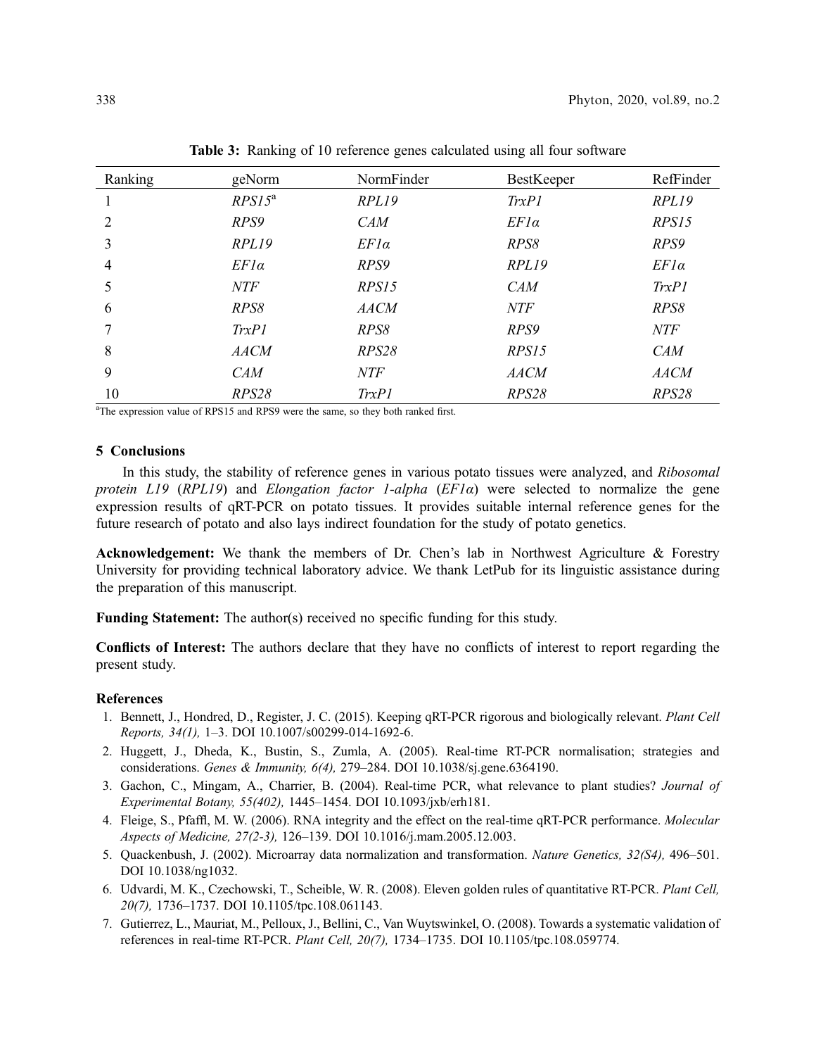**Table 3:** Ranking of 10 reference genes calculated using all four software

| Ranking | geNorm | NormFinder | BestKeeper | RefFinder |
|---|---|---|---|---|
| 1 | *RPS15*[a] | *RPL19* | *TrxP1* | *RPL19* |
| 2 | *RPS9* | *CAM* | *EF1α* | *RPS15* |
| 3 | *RPL19* | *EF1α* | *RPS8* | *RPS9* |
| 4 | *EF1α* | *RPS9* | *RPL19* | *EF1α* |
| 5 | *NTF* | *RPS15* | *CAM* | *TrxP1* |
| 6 | *RPS8* | *AACM* | *NTF* | *RPS8* |
| 7 | *TrxP1* | *RPS8* | *RPS9* | *NTF* |
| 8 | *AACM* | *RPS28* | *RPS15* | *CAM* |
| 9 | *CAM* | *NTF* | *AACM* | *AACM* |
| 10 | *RPS28* | *TrxP1* | *RPS28* | *RPS28* |

[a]The expression value of RPS15 and RPS9 were the same, so they both ranked first.

## 5 Conclusions

In this study, the stability of reference genes in various potato tissues were analyzed, and *Ribosomal protein L19* (*RPL19*) and *Elongation factor 1-alpha* (*EF1α*) were selected to normalize the gene expression results of qRT-PCR on potato tissues. It provides suitable internal reference genes for the future research of potato and also lays indirect foundation for the study of potato genetics.

**Acknowledgement:** We thank the members of Dr. Chen's lab in Northwest Agriculture & Forestry University for providing technical laboratory advice. We thank LetPub for its linguistic assistance during the preparation of this manuscript.

**Funding Statement:** The author(s) received no specific funding for this study.

**Conflicts of Interest:** The authors declare that they have no conflicts of interest to report regarding the present study.

## References

1. Bennett, J., Hondred, D., Register, J. C. (2015). Keeping qRT-PCR rigorous and biologically relevant. *Plant Cell Reports, 34(1),* 1–3. DOI 10.1007/s00299-014-1692-6.
2. Huggett, J., Dheda, K., Bustin, S., Zumla, A. (2005). Real-time RT-PCR normalisation; strategies and considerations. *Genes & Immunity, 6(4),* 279–284. DOI 10.1038/sj.gene.6364190.
3. Gachon, C., Mingam, A., Charrier, B. (2004). Real-time PCR, what relevance to plant studies? *Journal of Experimental Botany, 55(402),* 1445–1454. DOI 10.1093/jxb/erh181.
4. Fleige, S., Pfaffl, M. W. (2006). RNA integrity and the effect on the real-time qRT-PCR performance. *Molecular Aspects of Medicine, 27(2-3),* 126–139. DOI 10.1016/j.mam.2005.12.003.
5. Quackenbush, J. (2002). Microarray data normalization and transformation. *Nature Genetics, 32(S4),* 496–501. DOI 10.1038/ng1032.
6. Udvardi, M. K., Czechowski, T., Scheible, W. R. (2008). Eleven golden rules of quantitative RT-PCR. *Plant Cell, 20(7),* 1736–1737. DOI 10.1105/tpc.108.061143.
7. Gutierrez, L., Mauriat, M., Pelloux, J., Bellini, C., Van Wuytswinkel, O. (2008). Towards a systematic validation of references in real-time RT-PCR. *Plant Cell, 20(7),* 1734–1735. DOI 10.1105/tpc.108.059774.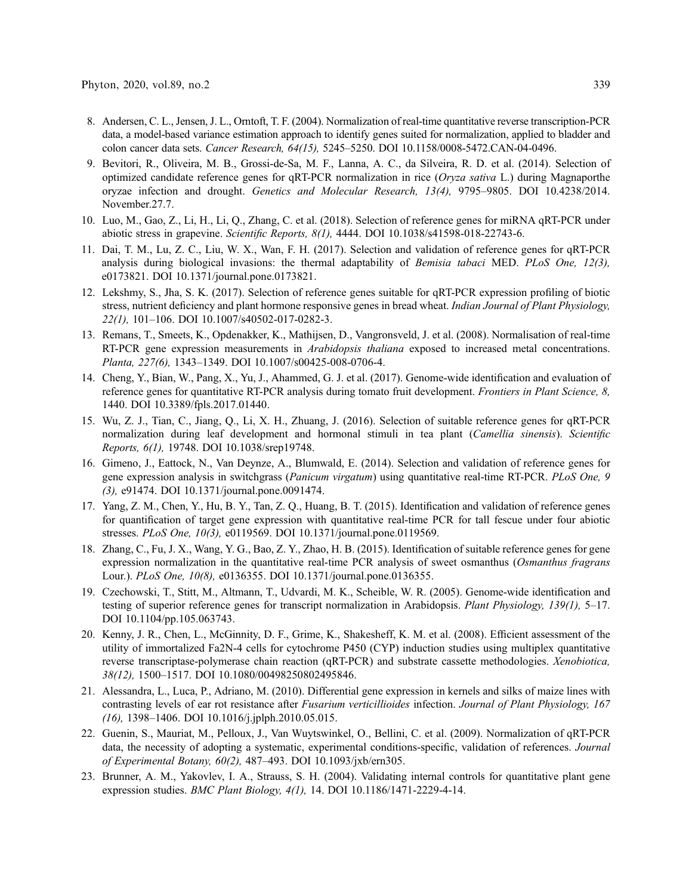8. Andersen, C. L., Jensen, J. L., Orntoft, T. F. (2004). Normalization of real-time quantitative reverse transcription-PCR data, a model-based variance estimation approach to identify genes suited for normalization, applied to bladder and colon cancer data sets. *Cancer Research, 64(15),* 5245–5250. DOI 10.1158/0008-5472.CAN-04-0496.
9. Bevitori, R., Oliveira, M. B., Grossi-de-Sa, M. F., Lanna, A. C., da Silveira, R. D. et al. (2014). Selection of optimized candidate reference genes for qRT-PCR normalization in rice (*Oryza sativa* L.) during Magnaporthe oryzae infection and drought. *Genetics and Molecular Research, 13(4),* 9795–9805. DOI 10.4238/2014.November.27.7.
10. Luo, M., Gao, Z., Li, H., Li, Q., Zhang, C. et al. (2018). Selection of reference genes for miRNA qRT-PCR under abiotic stress in grapevine. *Scientific Reports, 8(1),* 4444. DOI 10.1038/s41598-018-22743-6.
11. Dai, T. M., Lu, Z. C., Liu, W. X., Wan, F. H. (2017). Selection and validation of reference genes for qRT-PCR analysis during biological invasions: the thermal adaptability of *Bemisia tabaci* MED. *PLoS One, 12(3),* e0173821. DOI 10.1371/journal.pone.0173821.
12. Lekshmy, S., Jha, S. K. (2017). Selection of reference genes suitable for qRT-PCR expression profiling of biotic stress, nutrient deficiency and plant hormone responsive genes in bread wheat. *Indian Journal of Plant Physiology, 22(1),* 101–106. DOI 10.1007/s40502-017-0282-3.
13. Remans, T., Smeets, K., Opdenakker, K., Mathijsen, D., Vangronsveld, J. et al. (2008). Normalisation of real-time RT-PCR gene expression measurements in *Arabidopsis thaliana* exposed to increased metal concentrations. *Planta, 227(6),* 1343–1349. DOI 10.1007/s00425-008-0706-4.
14. Cheng, Y., Bian, W., Pang, X., Yu, J., Ahammed, G. J. et al. (2017). Genome-wide identification and evaluation of reference genes for quantitative RT-PCR analysis during tomato fruit development. *Frontiers in Plant Science, 8,* 1440. DOI 10.3389/fpls.2017.01440.
15. Wu, Z. J., Tian, C., Jiang, Q., Li, X. H., Zhuang, J. (2016). Selection of suitable reference genes for qRT-PCR normalization during leaf development and hormonal stimuli in tea plant (*Camellia sinensis*). *Scientific Reports, 6(1),* 19748. DOI 10.1038/srep19748.
16. Gimeno, J., Eattock, N., Van Deynze, A., Blumwald, E. (2014). Selection and validation of reference genes for gene expression analysis in switchgrass (*Panicum virgatum*) using quantitative real-time RT-PCR. *PLoS One, 9 (3),* e91474. DOI 10.1371/journal.pone.0091474.
17. Yang, Z. M., Chen, Y., Hu, B. Y., Tan, Z. Q., Huang, B. T. (2015). Identification and validation of reference genes for quantification of target gene expression with quantitative real-time PCR for tall fescue under four abiotic stresses. *PLoS One, 10(3),* e0119569. DOI 10.1371/journal.pone.0119569.
18. Zhang, C., Fu, J. X., Wang, Y. G., Bao, Z. Y., Zhao, H. B. (2015). Identification of suitable reference genes for gene expression normalization in the quantitative real-time PCR analysis of sweet osmanthus (*Osmanthus fragrans* Lour.). *PLoS One, 10(8),* e0136355. DOI 10.1371/journal.pone.0136355.
19. Czechowski, T., Stitt, M., Altmann, T., Udvardi, M. K., Scheible, W. R. (2005). Genome-wide identification and testing of superior reference genes for transcript normalization in Arabidopsis. *Plant Physiology, 139(1),* 5–17. DOI 10.1104/pp.105.063743.
20. Kenny, J. R., Chen, L., McGinnity, D. F., Grime, K., Shakesheff, K. M. et al. (2008). Efficient assessment of the utility of immortalized Fa2N-4 cells for cytochrome P450 (CYP) induction studies using multiplex quantitative reverse transcriptase-polymerase chain reaction (qRT-PCR) and substrate cassette methodologies. *Xenobiotica, 38(12),* 1500–1517. DOI 10.1080/00498250802495846.
21. Alessandra, L., Luca, P., Adriano, M. (2010). Differential gene expression in kernels and silks of maize lines with contrasting levels of ear rot resistance after *Fusarium verticillioides* infection. *Journal of Plant Physiology, 167 (16),* 1398–1406. DOI 10.1016/j.jplph.2010.05.015.
22. Guenin, S., Mauriat, M., Pelloux, J., Van Wuytswinkel, O., Bellini, C. et al. (2009). Normalization of qRT-PCR data, the necessity of adopting a systematic, experimental conditions-specific, validation of references. *Journal of Experimental Botany, 60(2),* 487–493. DOI 10.1093/jxb/ern305.
23. Brunner, A. M., Yakovlev, I. A., Strauss, S. H. (2004). Validating internal controls for quantitative plant gene expression studies. *BMC Plant Biology, 4(1),* 14. DOI 10.1186/1471-2229-4-14.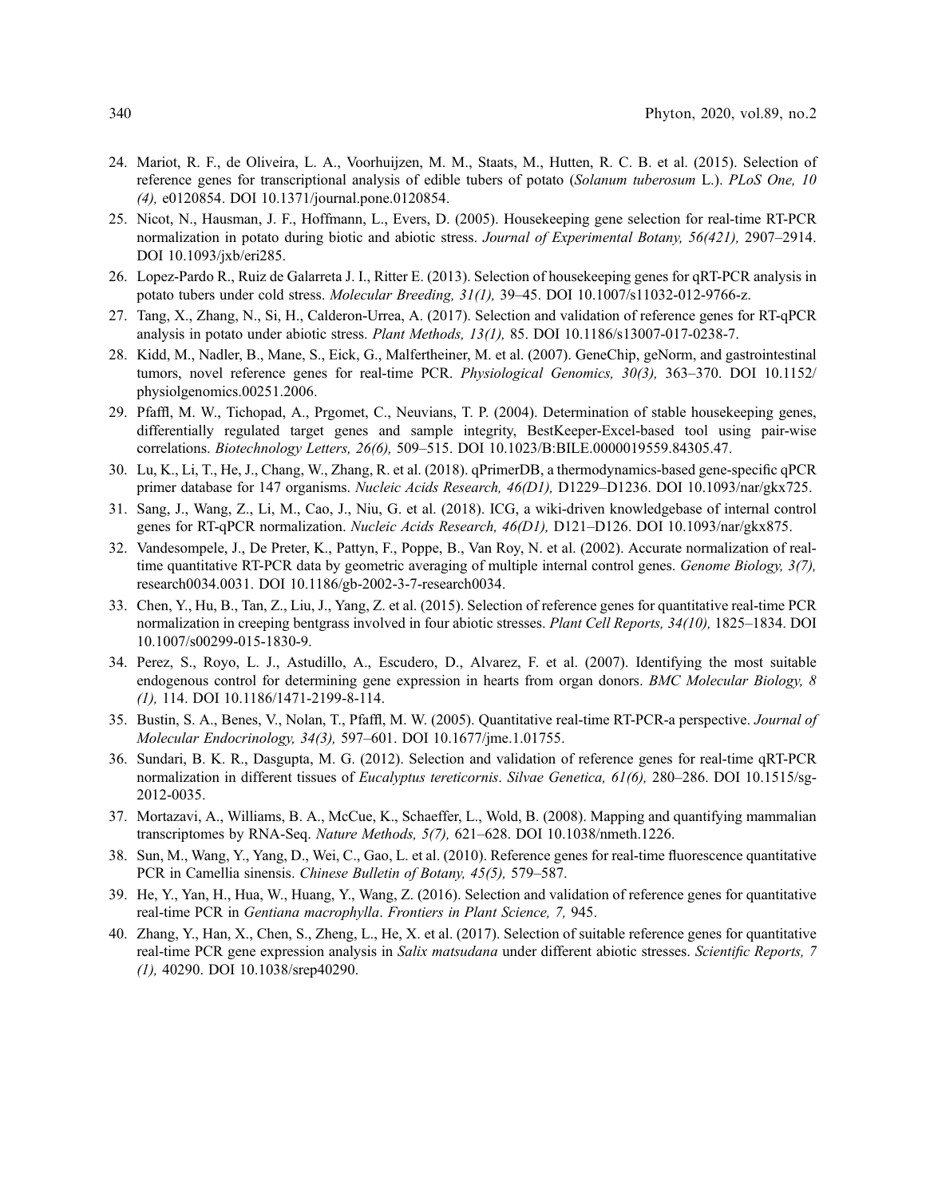24. Mariot, R. F., de Oliveira, L. A., Voorhuijzen, M. M., Staats, M., Hutten, R. C. B. et al. (2015). Selection of reference genes for transcriptional analysis of edible tubers of potato (*Solanum tuberosum* L.). *PLoS One, 10 (4),* e0120854. DOI 10.1371/journal.pone.0120854.
25. Nicot, N., Hausman, J. F., Hoffmann, L., Evers, D. (2005). Housekeeping gene selection for real-time RT-PCR normalization in potato during biotic and abiotic stress. *Journal of Experimental Botany, 56(421),* 2907–2914. DOI 10.1093/jxb/eri285.
26. Lopez-Pardo R., Ruiz de Galarreta J. I., Ritter E. (2013). Selection of housekeeping genes for qRT-PCR analysis in potato tubers under cold stress. *Molecular Breeding, 31(1),* 39–45. DOI 10.1007/s11032-012-9766-z.
27. Tang, X., Zhang, N., Si, H., Calderon-Urrea, A. (2017). Selection and validation of reference genes for RT-qPCR analysis in potato under abiotic stress. *Plant Methods, 13(1),* 85. DOI 10.1186/s13007-017-0238-7.
28. Kidd, M., Nadler, B., Mane, S., Eick, G., Malfertheiner, M. et al. (2007). GeneChip, geNorm, and gastrointestinal tumors, novel reference genes for real-time PCR. *Physiological Genomics, 30(3),* 363–370. DOI 10.1152/physiolgenomics.00251.2006.
29. Pfaffl, M. W., Tichopad, A., Prgomet, C., Neuvians, T. P. (2004). Determination of stable housekeeping genes, differentially regulated target genes and sample integrity, BestKeeper-Excel-based tool using pair-wise correlations. *Biotechnology Letters, 26(6),* 509–515. DOI 10.1023/B:BILE.0000019559.84305.47.
30. Lu, K., Li, T., He, J., Chang, W., Zhang, R. et al. (2018). qPrimerDB, a thermodynamics-based gene-specific qPCR primer database for 147 organisms. *Nucleic Acids Research, 46(D1),* D1229–D1236. DOI 10.1093/nar/gkx725.
31. Sang, J., Wang, Z., Li, M., Cao, J., Niu, G. et al. (2018). ICG, a wiki-driven knowledgebase of internal control genes for RT-qPCR normalization. *Nucleic Acids Research, 46(D1),* D121–D126. DOI 10.1093/nar/gkx875.
32. Vandesompele, J., De Preter, K., Pattyn, F., Poppe, B., Van Roy, N. et al. (2002). Accurate normalization of real-time quantitative RT-PCR data by geometric averaging of multiple internal control genes. *Genome Biology, 3(7),* research0034.0031. DOI 10.1186/gb-2002-3-7-research0034.
33. Chen, Y., Hu, B., Tan, Z., Liu, J., Yang, Z. et al. (2015). Selection of reference genes for quantitative real-time PCR normalization in creeping bentgrass involved in four abiotic stresses. *Plant Cell Reports, 34(10),* 1825–1834. DOI 10.1007/s00299-015-1830-9.
34. Perez, S., Royo, L. J., Astudillo, A., Escudero, D., Alvarez, F. et al. (2007). Identifying the most suitable endogenous control for determining gene expression in hearts from organ donors. *BMC Molecular Biology, 8 (1),* 114. DOI 10.1186/1471-2199-8-114.
35. Bustin, S. A., Benes, V., Nolan, T., Pfaffl, M. W. (2005). Quantitative real-time RT-PCR-a perspective. *Journal of Molecular Endocrinology, 34(3),* 597–601. DOI 10.1677/jme.1.01755.
36. Sundari, B. K. R., Dasgupta, M. G. (2012). Selection and validation of reference genes for real-time qRT-PCR normalization in different tissues of *Eucalyptus tereticornis*. *Silvae Genetica, 61(6),* 280–286. DOI 10.1515/sg-2012-0035.
37. Mortazavi, A., Williams, B. A., McCue, K., Schaeffer, L., Wold, B. (2008). Mapping and quantifying mammalian transcriptomes by RNA-Seq. *Nature Methods, 5(7),* 621–628. DOI 10.1038/nmeth.1226.
38. Sun, M., Wang, Y., Yang, D., Wei, C., Gao, L. et al. (2010). Reference genes for real-time fluorescence quantitative PCR in Camellia sinensis. *Chinese Bulletin of Botany, 45(5),* 579–587.
39. He, Y., Yan, H., Hua, W., Huang, Y., Wang, Z. (2016). Selection and validation of reference genes for quantitative real-time PCR in *Gentiana macrophylla*. *Frontiers in Plant Science, 7,* 945.
40. Zhang, Y., Han, X., Chen, S., Zheng, L., He, X. et al. (2017). Selection of suitable reference genes for quantitative real-time PCR gene expression analysis in *Salix matsudana* under different abiotic stresses. *Scientific Reports, 7 (1),* 40290. DOI 10.1038/srep40290.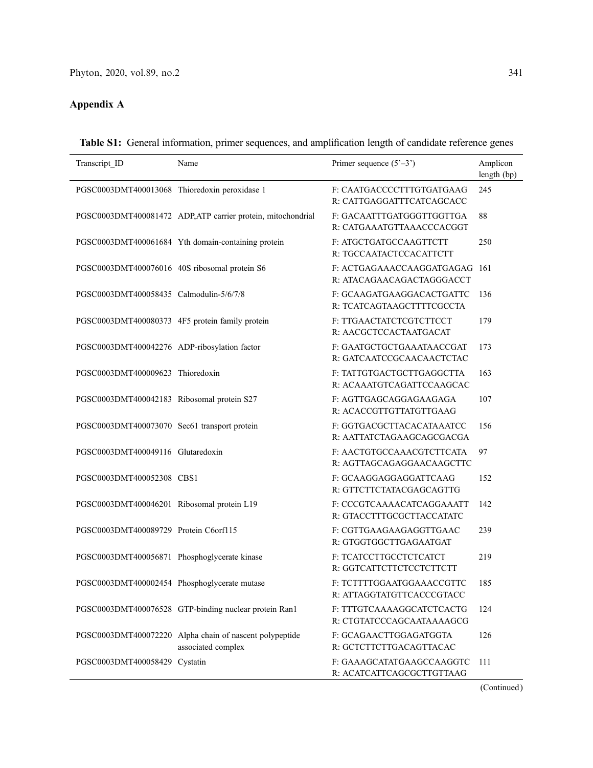## Appendix A

**Table S1:** General information, primer sequences, and amplification length of candidate reference genes

| Transcript_ID | Name | Primer sequence (5'–3') | Amplicon length (bp) |
|---|---|---|---|
| PGSC0003DMT400013068 | Thioredoxin peroxidase 1 | F: CAATGACCCCTTTGTGATGAAG<br>R: CATTGAGGATTTCATCAGCACC | 245 |
| PGSC0003DMT400081472 | ADP,ATP carrier protein, mitochondrial | F: GACAATTTGATGGGTTGGTTGA<br>R: CATGAAATGTTAAACCCACGGT | 88 |
| PGSC0003DMT400061684 | Yth domain-containing protein | F: ATGCTGATGCCAAGTTCTT<br>R: TGCCAATACTCCACATTCTT | 250 |
| PGSC0003DMT400076016 | 40S ribosomal protein S6 | F: ACTGAGAAACCAAGGATGAGAG<br>R: ATACAGAACAGACTAGGGACCT | 161 |
| PGSC0003DMT400058435 | Calmodulin-5/6/7/8 | F: GCAAGATGAAGGACACTGATTC<br>R: TCATCAGTAAGCTTTTCGCCTA | 136 |
| PGSC0003DMT400080373 | 4F5 protein family protein | F: TTGAACTATCTCGTCTTCCT<br>R: AACGCTCCACTAATGACAT | 179 |
| PGSC0003DMT400042276 | ADP-ribosylation factor | F: GAATGCTGCTGAAATAACCGAT<br>R: GATCAATCCGCAACAACTCTAC | 173 |
| PGSC0003DMT400009623 | Thioredoxin | F: TATTGTGACTGCTTGAGGCTTA<br>R: ACAAATGTCAGATTCCAAGCAC | 163 |
| PGSC0003DMT400042183 | Ribosomal protein S27 | F: AGTTGAGCAGGAGAAGAGA<br>R: ACACCGTTGTTATGTTGAAG | 107 |
| PGSC0003DMT400073070 | Sec61 transport protein | F: GGTGACGCTTACACATAAATCC<br>R: AATTATCTAGAAGCAGCGACGA | 156 |
| PGSC0003DMT400049116 | Glutaredoxin | F: AACTGTGCCAAACGTCTTCATA<br>R: AGTTAGCAGAGGAACAAGCTTC | 97 |
| PGSC0003DMT400052308 | CBS1 | F: GCAAGGAGGAGGATTCAAG<br>R: GTTCTTCTATACGAGCAGTTG | 152 |
| PGSC0003DMT400046201 | Ribosomal protein L19 | F: CCCGTCAAAACATCAGGAAATT<br>R: GTACCTTTGCGCTTACCATATC | 142 |
| PGSC0003DMT400089729 | Protein C6orf115 | F: CGTTGAAGAAGAGGTTGAAC<br>R: GTGGTGGCTTGAGAATGAT | 239 |
| PGSC0003DMT400056871 | Phosphoglycerate kinase | F: TCATCCTTGCCTCTCATCT<br>R: GGTCATTCTTCTCCTCTTCTT | 219 |
| PGSC0003DMT400002454 | Phosphoglycerate mutase | F: TCTTTTGGAATGGAAACCGTTC<br>R: ATTAGGTATGTTCACCCGTACC | 185 |
| PGSC0003DMT400076528 | GTP-binding nuclear protein Ran1 | F: TTTGTCAAAAGGCATCTCACTG<br>R: CTGTATCCCAGCAATAAAAGCG | 124 |
| PGSC0003DMT400072220 | Alpha chain of nascent polypeptide associated complex | F: GCAGAACTTGGAGATGGTA<br>R: GCTCTTCTTGACAGTTACAC | 126 |
| PGSC0003DMT400058429 | Cystatin | F: GAAAGCATATGAAGCCAAGGTC<br>R: ACATCATTCAGCGCTTGTTAAG | 111 |

(Continued)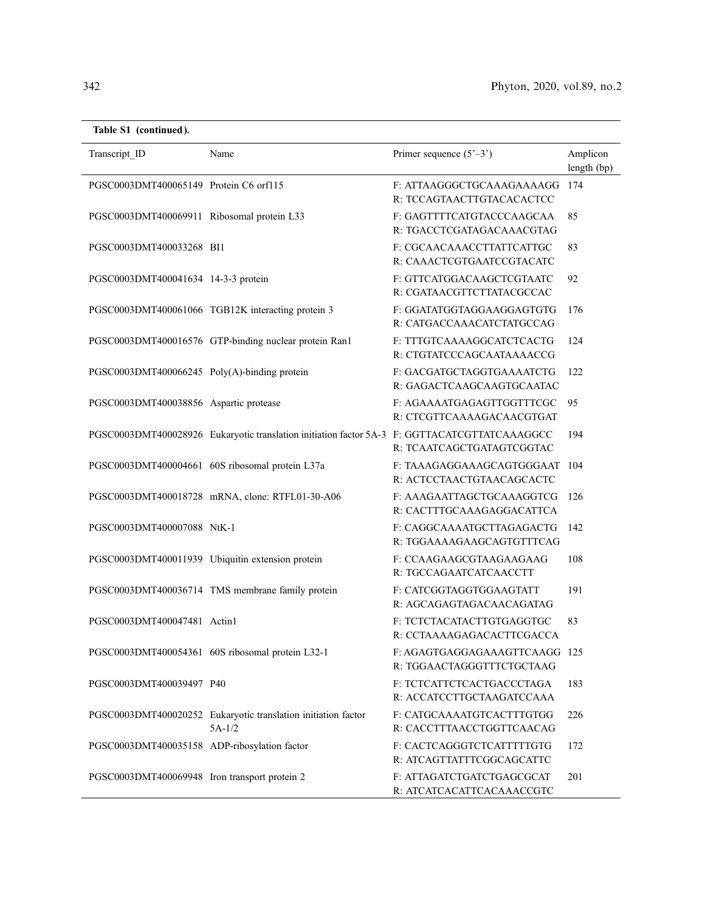**Table S1 (continued).**

| Transcript_ID | Name | Primer sequence (5'–3') | Amplicon length (bp) |
|---|---|---|---|
| PGSC0003DMT400065149 | Protein C6 orf115 | F: ATTAAGGGCTGCAAAGAAAAGG<br>R: TCCAGTAACTTGTACACACTCC | 174 |
| PGSC0003DMT400069911 | Ribosomal protein L33 | F: GAGTTTTCATGTACCCAAGCAA<br>R: TGACCTCGATAGACAAACGTAG | 85 |
| PGSC0003DMT400033268 | BI1 | F: CGCAACAAACCTTATTCATTGC<br>R: CAAACTCGTGAATCCGTACATC | 83 |
| PGSC0003DMT400041634 | 14-3-3 protein | F: GTTCATGGACAAGCTCGTAATC<br>R: CGATAACGTTCTTATACGCCAC | 92 |
| PGSC0003DMT400061066 | TGB12K interacting protein 3 | F: GGATATGGTAGGAAGGAGTGTG<br>R: CATGACCAAACATCTATGCCAG | 176 |
| PGSC0003DMT400016576 | GTP-binding nuclear protein Ran1 | F: TTTGTCAAAAGGCATCTCACTG<br>R: CTGTATCCCAGCAATAAAACCG | 124 |
| PGSC0003DMT400066245 | Poly(A)-binding protein | F: GACGATGCTAGGTGAAAATCTG<br>R: GAGACTCAAGCAAGTGCAATAC | 122 |
| PGSC0003DMT400038856 | Aspartic protease | F: AGAAAATGAGAGTTGGTTTCGC<br>R: CTCGTTCAAAAGACAACGTGAT | 95 |
| PGSC0003DMT400028926 | Eukaryotic translation initiation factor 5A-3 | F: GGTTACATCGTTATCAAAGGCC<br>R: TCAATCAGCTGATAGTCGGTAC | 194 |
| PGSC0003DMT400004661 | 60S ribosomal protein L37a | F: TAAAGAGGAAAGCAGTGGGAAT<br>R: ACTCCTAACTGTAACAGCACTC | 104 |
| PGSC0003DMT400018728 | mRNA, clone: RTFL01-30-A06 | F: AAAGAATTAGCTGCAAAGGTCG<br>R: CACTTTGCAAAGAGGACATTCA | 126 |
| PGSC0003DMT400007088 | NtK-1 | F: CAGGCAAAATGCTTAGAGACTG<br>R: TGGAAAAGAAGCAGTGTTTCAG | 142 |
| PGSC0003DMT400011939 | Ubiquitin extension protein | F: CCAAGAAGCGTAAGAAGAAG<br>R: TGCCAGAATCATCAACCTT | 108 |
| PGSC0003DMT400036714 | TMS membrane family protein | F: CATCGGTAGGTGGAAGTATT<br>R: AGCAGAGTAGACAACAGATAG | 191 |
| PGSC0003DMT400047481 | Actin1 | F: TCTCTACATACTTGTGAGGTGC<br>R: CCTAAAAGAGACACTTCGACCA | 83 |
| PGSC0003DMT400054361 | 60S ribosomal protein L32-1 | F: AGAGTGAGGAGAAAGTTCAAGG<br>R: TGGAACTAGGGTTTCTGCTAAG | 125 |
| PGSC0003DMT400039497 | P40 | F: TCTCATTCTCACTGACCCTAGA<br>R: ACCATCCTTGCTAAGATCCAAA | 183 |
| PGSC0003DMT400020252 | Eukaryotic translation initiation factor 5A-1/2 | F: CATGCAAAATGTCACTTTGTGG<br>R: CACCTTTAACCTGGTTCAACAG | 226 |
| PGSC0003DMT400035158 | ADP-ribosylation factor | F: CACTCAGGGTCTCATTTTTGTG<br>R: ATCAGTTATTTCGGCAGCATTC | 172 |
| PGSC0003DMT400069948 | Iron transport protein 2 | F: ATTAGATCTGATCTGAGCGCAT<br>R: ATCATCACATTCACAAACCGTC | 201 |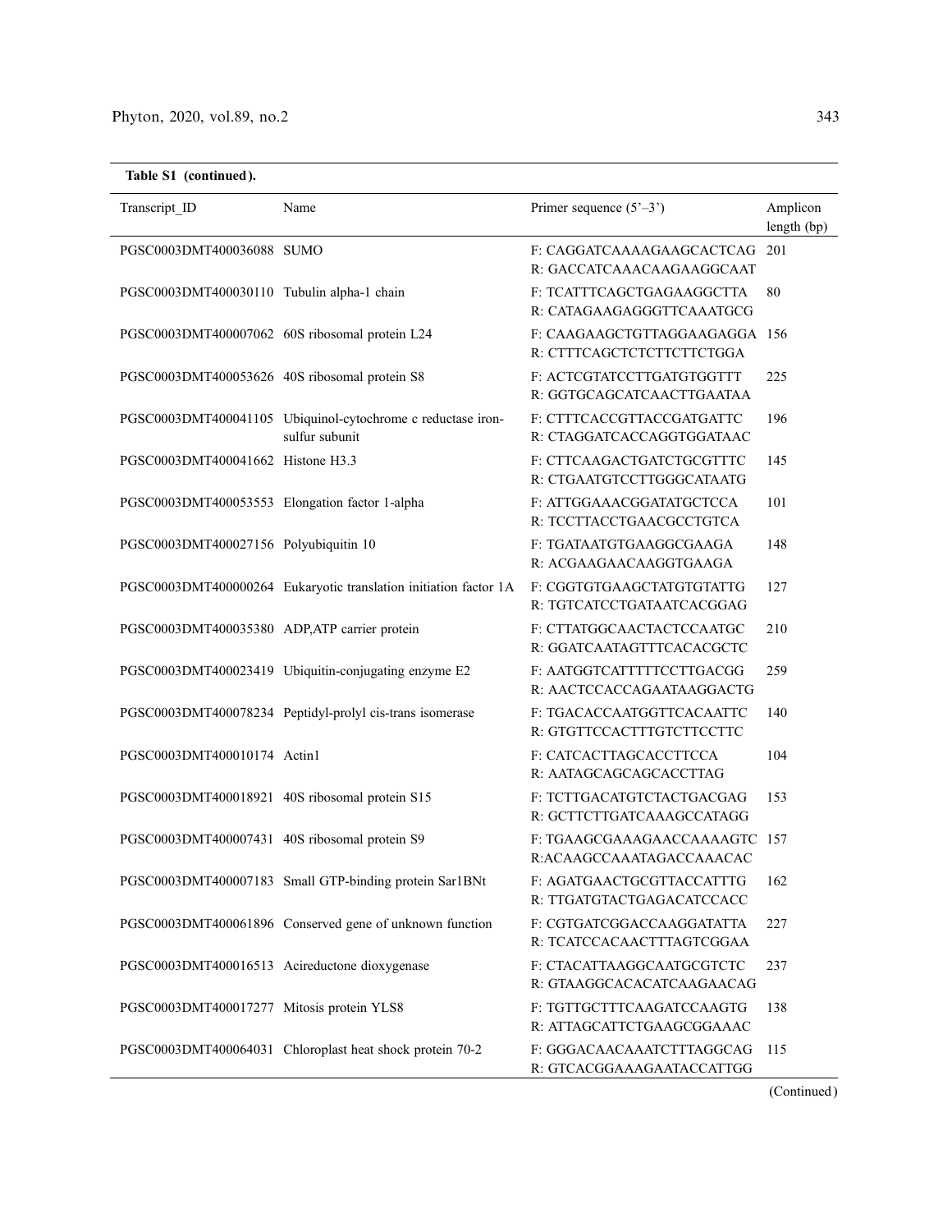**Table S1 (continued).**

| Transcript_ID | Name | Primer sequence (5'–3') | Amplicon length (bp) |
|---|---|---|---|
| PGSC0003DMT400036088 | SUMO | F: CAGGATCAAAAGAAGCACTCAG<br>R: GACCATCAAACAAGAAGGCAAT | 201 |
| PGSC0003DMT400030110 | Tubulin alpha-1 chain | F: TCATTTCAGCTGAGAAGGCTTA<br>R: CATAGAAGAGGGTTCAAATGCG | 80 |
| PGSC0003DMT400007062 | 60S ribosomal protein L24 | F: CAAGAAGCTGTTAGGAAGAGGA<br>R: CTTTCAGCTCTCTTCTTCTGGA | 156 |
| PGSC0003DMT400053626 | 40S ribosomal protein S8 | F: ACTCGTATCCTTGATGTGGTTT<br>R: GGTGCAGCATCAACTTGAATAA | 225 |
| PGSC0003DMT400041105 | Ubiquinol-cytochrome c reductase iron-sulfur subunit | F: CTTTCACCGTTACCGATGATTC<br>R: CTAGGATCACCAGGTGGATAAC | 196 |
| PGSC0003DMT400041662 | Histone H3.3 | F: CTTCAAGACTGATCTGCGTTTC<br>R: CTGAATGTCCTTGGGCATAATG | 145 |
| PGSC0003DMT400053553 | Elongation factor 1-alpha | F: ATTGGAAACGGATATGCTCCA<br>R: TCCTTACCTGAACGCCTGTCA | 101 |
| PGSC0003DMT400027156 | Polyubiquitin 10 | F: TGATAATGTGAAGGCGAAGA<br>R: ACGAAGAACAAGGTGAAGA | 148 |
| PGSC0003DMT400000264 | Eukaryotic translation initiation factor 1A | F: CGGTGTGAAGCTATGTGTATTG<br>R: TGTCATCCTGATAATCACGGAG | 127 |
| PGSC0003DMT400035380 | ADP,ATP carrier protein | F: CTTATGGCAACTACTCCAATGC<br>R: GGATCAATAGTTTCACACGCTC | 210 |
| PGSC0003DMT400023419 | Ubiquitin-conjugating enzyme E2 | F: AATGGTCATTTTTCCTTGACGG<br>R: AACTCCACCAGAATAAGGACTG | 259 |
| PGSC0003DMT400078234 | Peptidyl-prolyl cis-trans isomerase | F: TGACACCAATGGTTCACAATTC<br>R: GTGTTCCACTTTGTCTTCCTTC | 140 |
| PGSC0003DMT400010174 | Actin1 | F: CATCACTTAGCACCTTCCA<br>R: AATAGCAGCAGCACCTTAG | 104 |
| PGSC0003DMT400018921 | 40S ribosomal protein S15 | F: TCTTGACATGTCTACTGACGAG<br>R: GCTTCTTGATCAAAGCCATAGG | 153 |
| PGSC0003DMT400007431 | 40S ribosomal protein S9 | F: TGAAGCGAAAGAACCAAAAGTC<br>R:ACAAGCCAAATAGACCAAACAC | 157 |
| PGSC0003DMT400007183 | Small GTP-binding protein Sar1BNt | F: AGATGAACTGCGTTACCATTTG<br>R: TTGATGTACTGAGACATCCACC | 162 |
| PGSC0003DMT400061896 | Conserved gene of unknown function | F: CGTGATCGGACCAAGGATATTA<br>R: TCATCCACAACTTTAGTCGGAA | 227 |
| PGSC0003DMT400016513 | Acireductone dioxygenase | F: CTACATTAAGGCAATGCGTCTC<br>R: GTAAGGCACACATCAAGAACAG | 237 |
| PGSC0003DMT400017277 | Mitosis protein YLS8 | F: TGTTGCTTTCAAGATCCAAGTG<br>R: ATTAGCATTCTGAAGCGGAAAC | 138 |
| PGSC0003DMT400064031 | Chloroplast heat shock protein 70-2 | F: GGGACAACAAATCTTTAGGCAG<br>R: GTCACGGAAAGAATACCATTGG | 115 |

(Continued)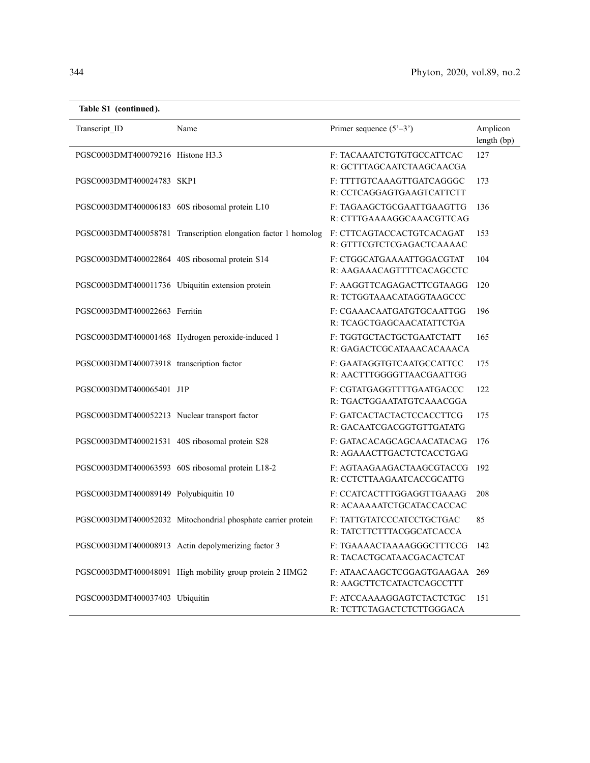**Table S1 (continued).**

| Transcript_ID | Name | Primer sequence (5'–3') | Amplicon length (bp) |
|---|---|---|---|
| PGSC0003DMT400079216 | Histone H3.3 | F: TACAAATCTGTGTGCCATTCAC<br>R: GCTTTAGCAATCTAAGCAACGA | 127 |
| PGSC0003DMT400024783 | SKP1 | F: TTTTGTCAAAGTTGATCAGGGC<br>R: CCTCAGGAGTGAAGTCATTCTT | 173 |
| PGSC0003DMT400006183 | 60S ribosomal protein L10 | F: TAGAAGCTGCGAATTGAAGTTG<br>R: CTTTGAAAAGGCAAACGTTCAG | 136 |
| PGSC0003DMT400058781 | Transcription elongation factor 1 homolog | F: CTTCAGTACCACTGTCACAGAT<br>R: GTTTCGTCTCGAGACTCAAAAC | 153 |
| PGSC0003DMT400022864 | 40S ribosomal protein S14 | F: CTGGCATGAAAATTGGACGTAT<br>R: AAGAAACAGTTTTCACAGCCTC | 104 |
| PGSC0003DMT400011736 | Ubiquitin extension protein | F: AAGGTTCAGAGACTTCGTAAGG<br>R: TCTGGTAAACATAGGTAAGCCC | 120 |
| PGSC0003DMT400022663 | Ferritin | F: CGAAACAATGATGTGCAATTGG<br>R: TCAGCTGAGCAACATATTCTGA | 196 |
| PGSC0003DMT400001468 | Hydrogen peroxide-induced 1 | F: TGGTGCTACTGCTGAATCTATT<br>R: GAGACTCGCATAAACACAAACA | 165 |
| PGSC0003DMT400073918 | transcription factor | F: GAATAGGTGTCAATGCCATTCC<br>R: AACTTTGGGGTTAACGAATTGG | 175 |
| PGSC0003DMT400065401 | J1P | F: CGTATGAGGTTTTGAATGACCC<br>R: TGACTGGAATATGTCAAACGGA | 122 |
| PGSC0003DMT400052213 | Nuclear transport factor | F: GATCACTACTACTCCACCTTCG<br>R: GACAATCGACGGTGTTGATATG | 175 |
| PGSC0003DMT400021531 | 40S ribosomal protein S28 | F: GATACACAGCAGCAACATACAG<br>R: AGAAACTTGACTCTCACCTGAG | 176 |
| PGSC0003DMT400063593 | 60S ribosomal protein L18-2 | F: AGTAAGAAGACTAAGCGTACCG<br>R: CCTCTTAAGAATCACCGCATTG | 192 |
| PGSC0003DMT400089149 | Polyubiquitin 10 | F: CCATCACTTTGGAGGTTGAAAG<br>R: ACAAAAATCTGCATACCACCAC | 208 |
| PGSC0003DMT400052032 | Mitochondrial phosphate carrier protein | F: TATTGTATCCCATCCTGCTGAC<br>R: TATCTTCTTTACGGCATCACCA | 85 |
| PGSC0003DMT400008913 | Actin depolymerizing factor 3 | F: TGAAAACTAAAAGGGCTTTCCG<br>R: TACACTGCATAACGACACTCAT | 142 |
| PGSC0003DMT400048091 | High mobility group protein 2 HMG2 | F: ATAACAAGCTCGGAGTGAAGAA<br>R: AAGCTTCTCATACTCAGCCTTT | 269 |
| PGSC0003DMT400037403 | Ubiquitin | F: ATCCAAAAGGAGTCTACTCTGC<br>R: TCTTCTAGACTCTCTTGGGACA | 151 |